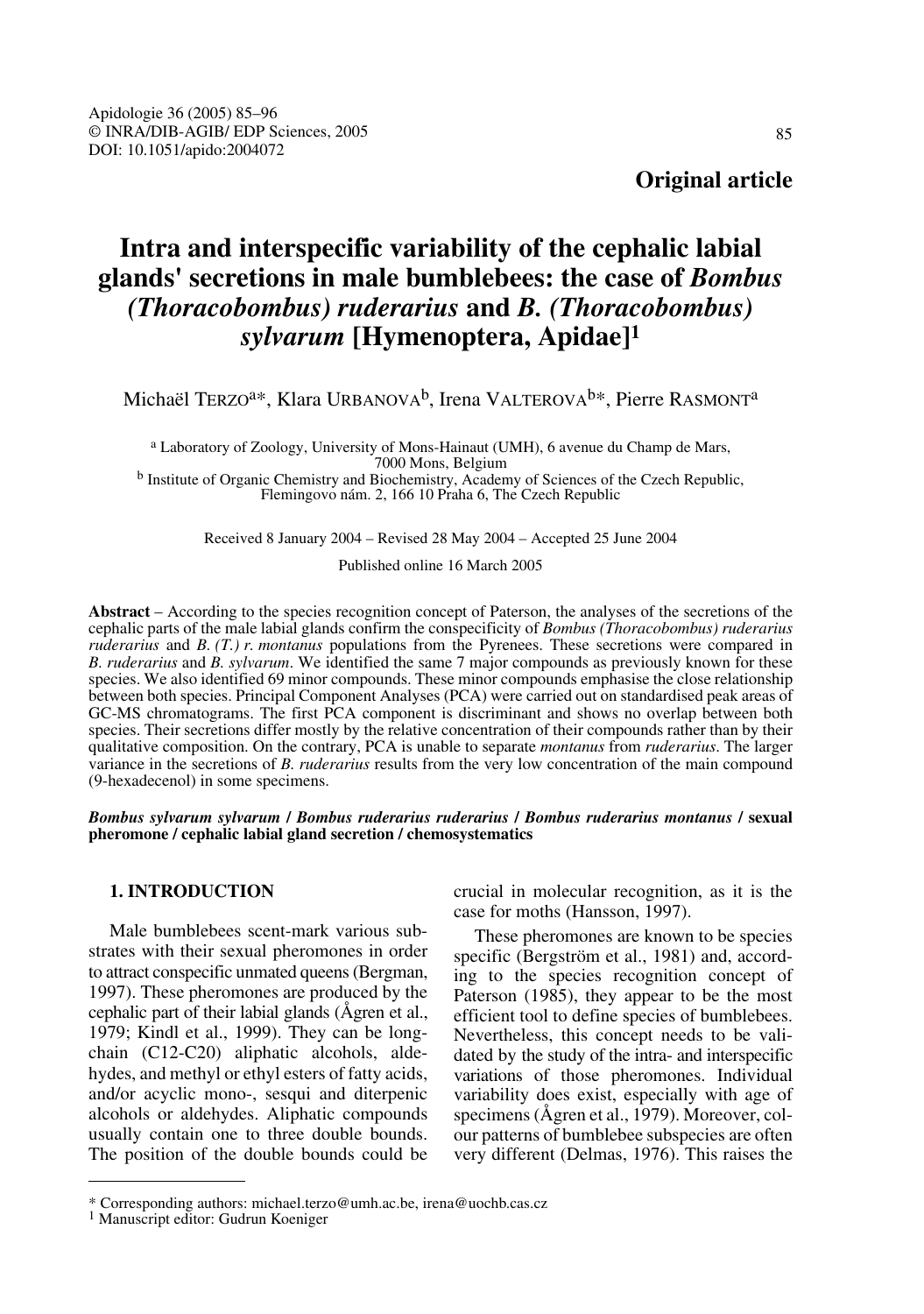**Original article**

# Intra and interspecific variability of the cephalic labial glands' secretions in male bumblebees: the case of *Bombus (Thoracobombus) ruderarius* and *B. (Thoracobombus) sylvarum* [Hymenoptera, Apidae][1]

Michaël TERZO[a]*, Klara URBANOVA[b], Irena VALTEROVA[b]*, Pierre RASMONT[a]

[a] Laboratory of Zoology, University of Mons-Hainaut (UMH), 6 avenue du Champ de Mars, 7000 Mons, Belgium
[b] Institute of Organic Chemistry and Biochemistry, Academy of Sciences of the Czech Republic, Flemingovo nám. 2, 166 10 Praha 6, The Czech Republic

Received 8 January 2004 – Revised 28 May 2004 – Accepted 25 June 2004

Published online 16 March 2005

**Abstract** – According to the species recognition concept of Paterson, the analyses of the secretions of the cephalic parts of the male labial glands confirm the conspecificity of *Bombus (Thoracobombus) ruderarius ruderarius* and *B. (T.) r. montanus* populations from the Pyrenees. These secretions were compared in *B. ruderarius* and *B. sylvarum*. We identified the same 7 major compounds as previously known for these species. We also identified 69 minor compounds. These minor compounds emphasise the close relationship between both species. Principal Component Analyses (PCA) were carried out on standardised peak areas of GC-MS chromatograms. The first PCA component is discriminant and shows no overlap between both species. Their secretions differ mostly by the relative concentration of their compounds rather than by their qualitative composition. On the contrary, PCA is unable to separate *montanus* from *ruderarius*. The larger variance in the secretions of *B. ruderarius* results from the very low concentration of the main compound (9-hexadecenol) in some specimens.

***Bombus sylvarum sylvarum* / *Bombus ruderarius ruderarius* / *Bombus ruderarius montanus* / sexual pheromone / cephalic labial gland secretion / chemosystematics**

## 1. INTRODUCTION

Male bumblebees scent-mark various substrates with their sexual pheromones in order to attract conspecific unmated queens (Bergman, 1997). These pheromones are produced by the cephalic part of their labial glands (Ågren et al., 1979; Kindl et al., 1999). They can be long-chain (C12-C20) aliphatic alcohols, aldehydes, and methyl or ethyl esters of fatty acids, and/or acyclic mono-, sesqui and diterpenic alcohols or aldehydes. Aliphatic compounds usually contain one to three double bounds. The position of the double bounds could be crucial in molecular recognition, as it is the case for moths (Hansson, 1997).

These pheromones are known to be species specific (Bergström et al., 1981) and, according to the species recognition concept of Paterson (1985), they appear to be the most efficient tool to define species of bumblebees. Nevertheless, this concept needs to be validated by the study of the intra- and interspecific variations of those pheromones. Individual variability does exist, especially with age of specimens (Ågren et al., 1979). Moreover, colour patterns of bumblebee subspecies are often very different (Delmas, 1976). This raises the

* Corresponding authors: michael.terzo@umh.ac.be, irena@uochb.cas.cz
[1] Manuscript editor: Gudrun Koeniger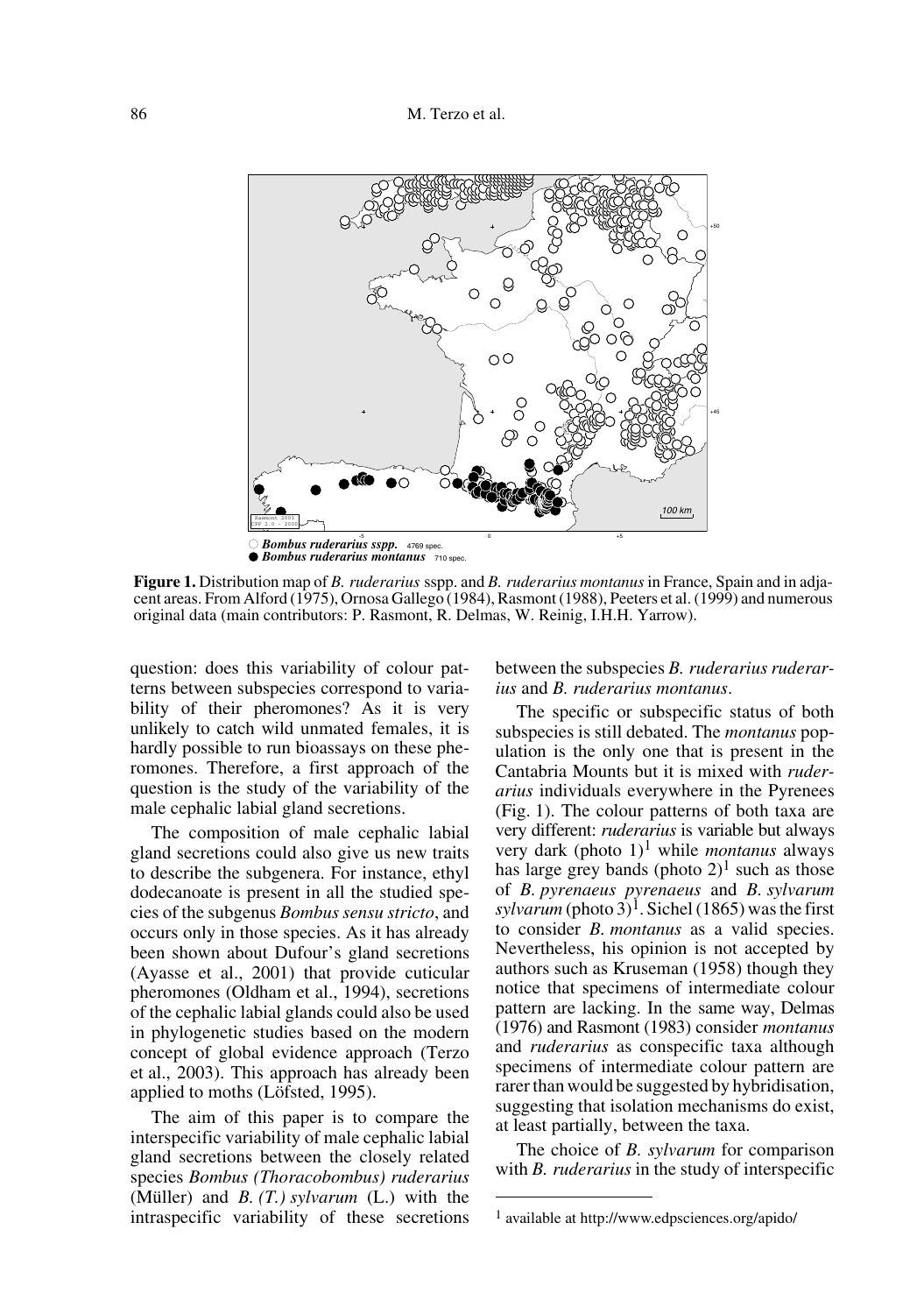**Figure 1.** Distribution map of *B. ruderarius* sspp. and *B. ruderarius montanus* in France, Spain and in adjacent areas. From Alford (1975), Ornosa Gallego (1984), Rasmont (1988), Peeters et al. (1999) and numerous original data (main contributors: P. Rasmont, R. Delmas, W. Reinig, I.H.H. Yarrow).

question: does this variability of colour patterns between subspecies correspond to variability of their pheromones? As it is very unlikely to catch wild unmated females, it is hardly possible to run bioassays on these pheromones. Therefore, a first approach of the question is the study of the variability of the male cephalic labial gland secretions.

The composition of male cephalic labial gland secretions could also give us new traits to describe the subgenera. For instance, ethyl dodecanoate is present in all the studied species of the subgenus *Bombus sensu stricto*, and occurs only in those species. As it has already been shown about Dufour's gland secretions (Ayasse et al., 2001) that provide cuticular pheromones (Oldham et al., 1994), secretions of the cephalic labial glands could also be used in phylogenetic studies based on the modern concept of global evidence approach (Terzo et al., 2003). This approach has already been applied to moths (Löfsted, 1995).

The aim of this paper is to compare the interspecific variability of male cephalic labial gland secretions between the closely related species *Bombus (Thoracobombus) ruderarius* (Müller) and *B. (T.) sylvarum* (L.) with the intraspecific variability of these secretions between the subspecies *B. ruderarius ruderarius* and *B. ruderarius montanus*.

The specific or subspecific status of both subspecies is still debated. The *montanus* population is the only one that is present in the Cantabria Mounts but it is mixed with *ruderarius* everywhere in the Pyrenees (Fig. 1). The colour patterns of both taxa are very different: *ruderarius* is variable but always very dark (photo 1)[1] while *montanus* always has large grey bands (photo 2)[1] such as those of *B. pyrenaeus pyrenaeus* and *B. sylvarum sylvarum* (photo 3)[1]. Sichel (1865) was the first to consider *B. montanus* as a valid species. Nevertheless, his opinion is not accepted by authors such as Kruseman (1958) though they notice that specimens of intermediate colour pattern are lacking. In the same way, Delmas (1976) and Rasmont (1983) consider *montanus* and *ruderarius* as conspecific taxa although specimens of intermediate colour pattern are rarer than would be suggested by hybridisation, suggesting that isolation mechanisms do exist, at least partially, between the taxa.

The choice of *B. sylvarum* for comparison with *B. ruderarius* in the study of interspecific

[1] available at http://www.edpsciences.org/apido/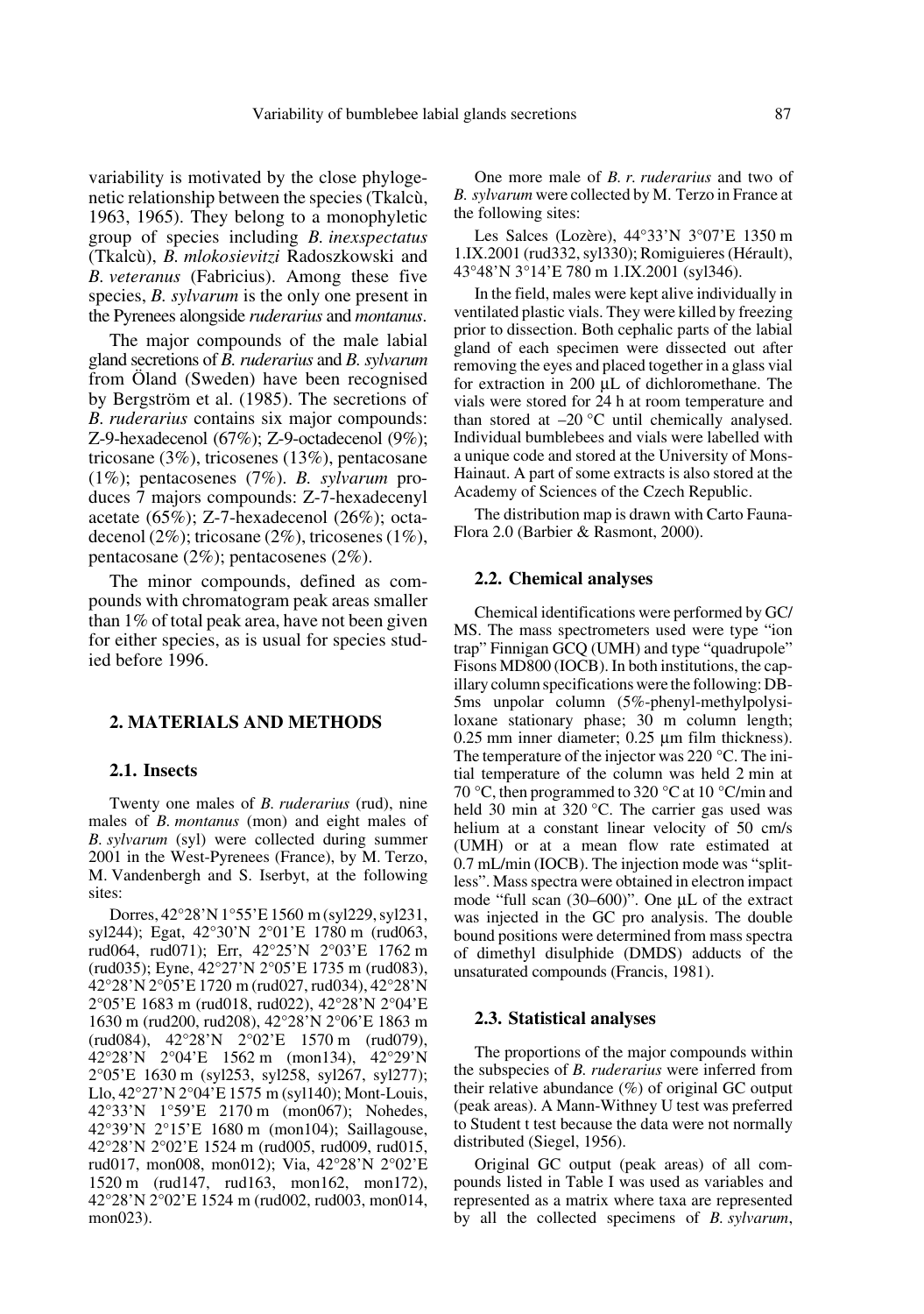variability is motivated by the close phylogenetic relationship between the species (Tkalcù, 1963, 1965). They belong to a monophyletic group of species including *B. inexspectatus* (Tkalcù), *B. mlokosievitzi* Radoszkowski and *B. veteranus* (Fabricius). Among these five species, *B. sylvarum* is the only one present in the Pyrenees alongside *ruderarius* and *montanus*.

The major compounds of the male labial gland secretions of *B. ruderarius* and *B. sylvarum* from Öland (Sweden) have been recognised by Bergström et al. (1985). The secretions of *B. ruderarius* contains six major compounds: Z-9-hexadecenol (67%); Z-9-octadecenol (9%); tricosane (3%), tricosenes (13%), pentacosane (1%); pentacosenes (7%). *B. sylvarum* produces 7 majors compounds: Z-7-hexadecenyl acetate (65%); Z-7-hexadecenol (26%); octadecenol (2%); tricosane (2%), tricosenes (1%), pentacosane (2%); pentacosenes (2%).

The minor compounds, defined as compounds with chromatogram peak areas smaller than 1% of total peak area, have not been given for either species, as is usual for species studied before 1996.

## 2. MATERIALS AND METHODS

### 2.1. Insects

Twenty one males of *B. ruderarius* (rud), nine males of *B. montanus* (mon) and eight males of *B. sylvarum* (syl) were collected during summer 2001 in the West-Pyrenees (France), by M. Terzo, M. Vandenbergh and S. Iserbyt, at the following sites:

Dorres, 42°28'N 1°55'E 1560 m (syl229, syl231, syl244); Egat, 42°30'N 2°01'E 1780 m (rud063, rud064, rud071); Err, 42°25'N 2°03'E 1762 m (rud035); Eyne, 42°27'N 2°05'E 1735 m (rud083), 42°28'N 2°05'E 1720 m (rud027, rud034), 42°28'N 2°05'E 1683 m (rud018, rud022), 42°28'N 2°04'E 1630 m (rud200, rud208), 42°28'N 2°06'E 1863 m (rud084), 42°28'N 2°02'E 1570 m (rud079), 42°28'N 2°04'E 1562 m (mon134), 42°29'N 2°05'E 1630 m (syl253, syl258, syl267, syl277); Llo, 42°27'N 2°04'E 1575 m (syl140); Mont-Louis, 42°33'N 1°59'E 2170 m (mon067); Nohedes, 42°39'N 2°15'E 1680 m (mon104); Saillagouse, 42°28'N 2°02'E 1524 m (rud005, rud009, rud015, rud017, mon008, mon012); Via, 42°28'N 2°02'E 1520 m (rud147, rud163, mon162, mon172), 42°28'N 2°02'E 1524 m (rud002, rud003, mon014, mon023).

One more male of *B. r. ruderarius* and two of *B. sylvarum* were collected by M. Terzo in France at the following sites:

Les Salces (Lozère), 44°33'N 3°07'E 1350 m 1.IX.2001 (rud332, syl330); Romiguieres (Hérault), 43°48'N 3°14'E 780 m 1.IX.2001 (syl346).

In the field, males were kept alive individually in ventilated plastic vials. They were killed by freezing prior to dissection. Both cephalic parts of the labial gland of each specimen were dissected out after removing the eyes and placed together in a glass vial for extraction in 200 µL of dichloromethane. The vials were stored for 24 h at room temperature and than stored at –20 °C until chemically analysed. Individual bumblebees and vials were labelled with a unique code and stored at the University of Mons-Hainaut. A part of some extracts is also stored at the Academy of Sciences of the Czech Republic.

The distribution map is drawn with Carto Fauna-Flora 2.0 (Barbier & Rasmont, 2000).

### 2.2. Chemical analyses

Chemical identifications were performed by GC/MS. The mass spectrometers used were type "ion trap" Finnigan GCQ (UMH) and type "quadrupole" Fisons MD800 (IOCB). In both institutions, the capillary column specifications were the following: DB-5ms unpolar column (5%-phenyl-methylpolysiloxane stationary phase; 30 m column length; 0.25 mm inner diameter; 0.25 µm film thickness). The temperature of the injector was 220 °C. The initial temperature of the column was held 2 min at 70 °C, then programmed to 320 °C at 10 °C/min and held 30 min at 320 °C. The carrier gas used was helium at a constant linear velocity of 50 cm/s (UMH) or at a mean flow rate estimated at 0.7 mL/min (IOCB). The injection mode was "splitless". Mass spectra were obtained in electron impact mode "full scan (30–600)". One µL of the extract was injected in the GC pro analysis. The double bound positions were determined from mass spectra of dimethyl disulphide (DMDS) adducts of the unsaturated compounds (Francis, 1981).

### 2.3. Statistical analyses

The proportions of the major compounds within the subspecies of *B. ruderarius* were inferred from their relative abundance (%) of original GC output (peak areas). A Mann-Withney U test was preferred to Student t test because the data were not normally distributed (Siegel, 1956).

Original GC output (peak areas) of all compounds listed in Table I was used as variables and represented as a matrix where taxa are represented by all the collected specimens of *B. sylvarum*,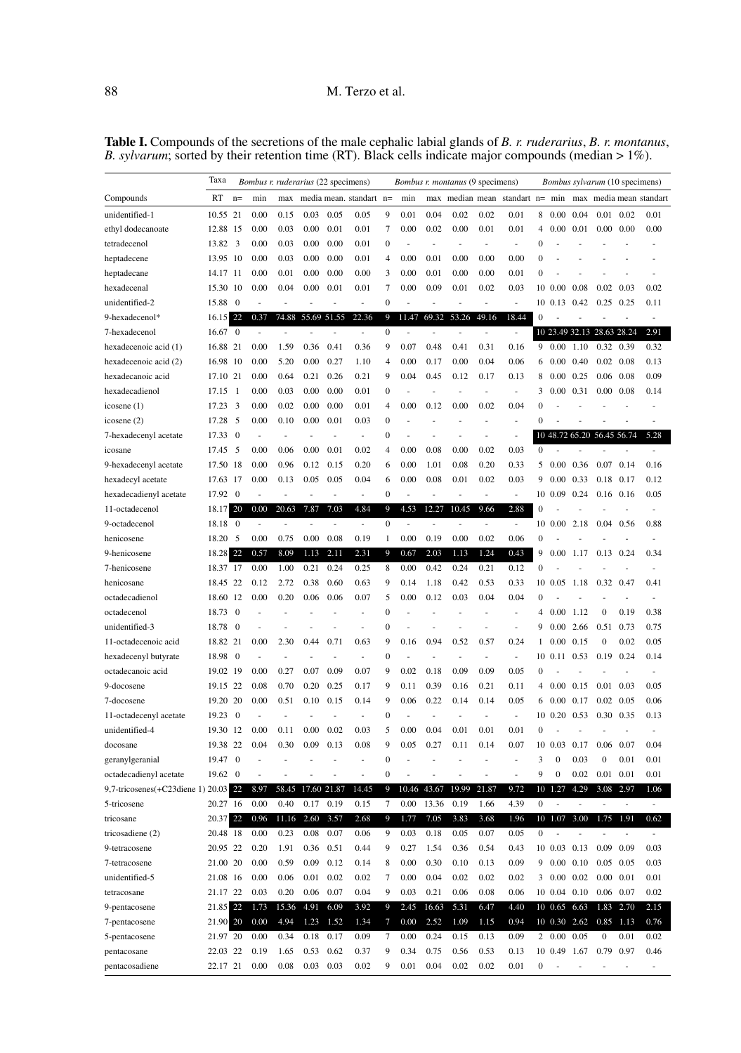**Table I.** Compounds of the secretions of the male cephalic labial glands of *B. r. ruderarius*, *B. r. montanus*, *B. sylvarum*; sorted by their retention time (RT). Black cells indicate major compounds (median > 1%).

| Taxa | | *Bombus r. ruderarius* (22 specimens) | | | | | | *Bombus r. montanus* (9 specimens) | | | | | | *Bombus sylvarum* (10 specimens) | | | | | |
|---|---|---|---|---|---|---|---|---|---|---|---|---|---|---|---|---|---|---|---|
| Compounds | RT | n= | min | max | media | mean. | standart | n= | min | max | median | mean | standart | n= | min | max | media | mean | standart |
| unidentified-1 | 10.55 | 21 | 0.00 | 0.15 | 0.03 | 0.05 | 0.05 | 9 | 0.01 | 0.04 | 0.02 | 0.02 | 0.01 | 8 | 0.00 | 0.04 | 0.01 | 0.02 | 0.01 |
| ethyl dodecanoate | 12.88 | 15 | 0.00 | 0.03 | 0.00 | 0.01 | 0.01 | 7 | 0.00 | 0.02 | 0.00 | 0.01 | 0.01 | 4 | 0.00 | 0.01 | 0.00 | 0.00 | 0.00 |
| tetradecenol | 13.82 | 3 | 0.00 | 0.03 | 0.00 | 0.00 | 0.01 | 0 | - | - | - | - | - | 0 | - | - | - | - | - |
| heptadecene | 13.95 | 10 | 0.00 | 0.03 | 0.00 | 0.00 | 0.01 | 4 | 0.00 | 0.01 | 0.00 | 0.00 | 0.00 | 0 | - | - | - | - | - |
| heptadecane | 14.17 | 11 | 0.00 | 0.01 | 0.00 | 0.00 | 0.00 | 3 | 0.00 | 0.01 | 0.00 | 0.00 | 0.01 | 0 | - | - | - | - | - |
| hexadecenal | 15.30 | 10 | 0.00 | 0.04 | 0.00 | 0.01 | 0.01 | 7 | 0.00 | 0.09 | 0.01 | 0.02 | 0.03 | 10 | 0.00 | 0.08 | 0.02 | 0.03 | 0.02 |
| unidentified-2 | 15.88 | 0 | - | - | - | - | - | 0 | - | - | - | - | - | 10 | 0.13 | 0.42 | 0.25 | 0.25 | 0.11 |
| 9-hexadecenol* | 16.15 | 22 | 0.37 | 74.88 | 55.69 | 51.55 | 22.36 | 9 | 11.47 | 69.32 | 53.26 | 49.16 | 18.44 | 0 | - | - | - | - | - |
| 7-hexadecenol | 16.67 | 0 | - | - | - | - | - | 0 | - | - | - | - | - | 10 | 23.49 | 32.13 | 28.63 | 28.24 | 2.91 |
| hexadecenoic acid (1) | 16.88 | 21 | 0.00 | 1.59 | 0.36 | 0.41 | 0.36 | 9 | 0.07 | 0.48 | 0.41 | 0.31 | 0.16 | 9 | 0.00 | 1.10 | 0.32 | 0.39 | 0.32 |
| hexadecenoic acid (2) | 16.98 | 10 | 0.00 | 5.20 | 0.00 | 0.27 | 1.10 | 4 | 0.00 | 0.17 | 0.00 | 0.04 | 0.06 | 6 | 0.00 | 0.40 | 0.02 | 0.08 | 0.13 |
| hexadecanoic acid | 17.10 | 21 | 0.00 | 0.64 | 0.21 | 0.26 | 0.21 | 9 | 0.04 | 0.45 | 0.12 | 0.17 | 0.13 | 8 | 0.00 | 0.25 | 0.06 | 0.08 | 0.09 |
| hexadecadienol | 17.15 | 1 | 0.00 | 0.03 | 0.00 | 0.00 | 0.01 | 0 | - | - | - | - | - | 3 | 0.00 | 0.31 | 0.00 | 0.08 | 0.14 |
| icosene (1) | 17.23 | 3 | 0.00 | 0.02 | 0.00 | 0.00 | 0.01 | 4 | 0.00 | 0.12 | 0.00 | 0.02 | 0.04 | 0 | - | - | - | - | - |
| icosene (2) | 17.28 | 5 | 0.00 | 0.10 | 0.00 | 0.01 | 0.03 | 0 | - | - | - | - | - | 0 | - | - | - | - | - |
| 7-hexadecenyl acetate | 17.33 | 0 | - | - | - | - | - | 0 | - | - | - | - | - | 10 | 48.72 | 65.20 | 56.45 | 56.74 | 5.28 |
| icosane | 17.45 | 5 | 0.00 | 0.06 | 0.00 | 0.01 | 0.02 | 4 | 0.00 | 0.08 | 0.00 | 0.02 | 0.03 | 0 | - | - | - | - | - |
| 9-hexadecenyl acetate | 17.50 | 18 | 0.00 | 0.96 | 0.12 | 0.15 | 0.20 | 6 | 0.00 | 1.01 | 0.08 | 0.20 | 0.33 | 5 | 0.00 | 0.36 | 0.07 | 0.14 | 0.16 |
| hexadecyl acetate | 17.63 | 17 | 0.00 | 0.13 | 0.05 | 0.05 | 0.04 | 6 | 0.00 | 0.08 | 0.01 | 0.02 | 0.03 | 9 | 0.00 | 0.33 | 0.18 | 0.17 | 0.12 |
| hexadecadienyl acetate | 17.92 | 0 | - | - | - | - | - | 0 | - | - | - | - | - | 10 | 0.09 | 0.24 | 0.16 | 0.16 | 0.05 |
| 11-octadecenol | 18.17 | 20 | 0.00 | 20.63 | 7.87 | 7.03 | 4.84 | 9 | 4.53 | 12.27 | 10.45 | 9.66 | 2.88 | 0 | - | - | - | - | - |
| 9-octadecenol | 18.18 | 0 | - | - | - | - | - | 0 | - | - | - | - | - | 10 | 0.00 | 2.18 | 0.04 | 0.56 | 0.88 |
| henicosene | 18.20 | 5 | 0.00 | 0.75 | 0.00 | 0.08 | 0.19 | 1 | 0.00 | 0.19 | 0.00 | 0.02 | 0.06 | 0 | - | - | - | - | - |
| 9-henicosene | 18.28 | 22 | 0.57 | 8.09 | 1.13 | 2.11 | 2.31 | 9 | 0.67 | 2.03 | 1.13 | 1.24 | 0.43 | 9 | 0.00 | 1.17 | 0.13 | 0.24 | 0.34 |
| 7-henicosene | 18.37 | 17 | 0.00 | 1.00 | 0.21 | 0.24 | 0.25 | 8 | 0.00 | 0.42 | 0.24 | 0.21 | 0.12 | 0 | - | - | - | - | - |
| henicosane | 18.45 | 22 | 0.12 | 2.72 | 0.38 | 0.60 | 0.63 | 9 | 0.14 | 1.18 | 0.42 | 0.53 | 0.33 | 10 | 0.05 | 1.18 | 0.32 | 0.47 | 0.41 |
| octadecadienol | 18.60 | 12 | 0.00 | 0.20 | 0.06 | 0.06 | 0.07 | 5 | 0.00 | 0.12 | 0.03 | 0.04 | 0.04 | 0 | - | - | - | - | - |
| octadecenol | 18.73 | 0 | - | - | - | - | - | 0 | - | - | - | - | - | 4 | 0.00 | 1.12 | 0 | 0.19 | 0.38 |
| unidentified-3 | 18.78 | 0 | - | - | - | - | - | 0 | - | - | - | - | - | 9 | 0.00 | 2.66 | 0.51 | 0.73 | 0.75 |
| 11-octadecenoic acid | 18.82 | 21 | 0.00 | 2.30 | 0.44 | 0.71 | 0.63 | 9 | 0.16 | 0.94 | 0.52 | 0.57 | 0.24 | 1 | 0.00 | 0.15 | 0 | 0.02 | 0.05 |
| hexadecenyl butyrate | 18.98 | 0 | - | - | - | - | - | 0 | - | - | - | - | - | 10 | 0.11 | 0.53 | 0.19 | 0.24 | 0.14 |
| octadecanoic acid | 19.02 | 19 | 0.00 | 0.27 | 0.07 | 0.09 | 0.07 | 9 | 0.02 | 0.18 | 0.09 | 0.09 | 0.05 | 0 | - | - | - | - | - |
| 9-docosene | 19.15 | 22 | 0.08 | 0.70 | 0.20 | 0.25 | 0.17 | 9 | 0.11 | 0.39 | 0.16 | 0.21 | 0.11 | 4 | 0.00 | 0.15 | 0.01 | 0.03 | 0.05 |
| 7-docosene | 19.20 | 20 | 0.00 | 0.51 | 0.10 | 0.15 | 0.14 | 9 | 0.06 | 0.22 | 0.14 | 0.14 | 0.05 | 6 | 0.00 | 0.17 | 0.02 | 0.05 | 0.06 |
| 11-octadecenyl acetate | 19.23 | 0 | - | - | - | - | - | 0 | - | - | - | - | - | 10 | 0.20 | 0.53 | 0.30 | 0.35 | 0.13 |
| unidentified-4 | 19.30 | 12 | 0.00 | 0.11 | 0.00 | 0.02 | 0.03 | 5 | 0.00 | 0.04 | 0.01 | 0.01 | 0.01 | 0 | - | - | - | - | - |
| docosane | 19.38 | 22 | 0.04 | 0.30 | 0.09 | 0.13 | 0.08 | 9 | 0.05 | 0.27 | 0.11 | 0.14 | 0.07 | 10 | 0.03 | 0.17 | 0.06 | 0.07 | 0.04 |
| geranylgeranial | 19.47 | 0 | - | - | - | - | - | 0 | - | - | - | - | - | 3 | 0 | 0.03 | 0 | 0.01 | 0.01 |
| octadecadienyl acetate | 19.62 | 0 | - | - | - | - | - | 0 | - | - | - | - | - | 9 | 0 | 0.02 | 0.01 | 0.01 | 0.01 |
| 9,7-tricosenes(+C23diene 1) | 20.03 | 22 | 8.97 | 58.45 | 17.60 | 21.87 | 14.45 | 9 | 10.46 | 43.67 | 19.99 | 21.87 | 9.72 | 10 | 1.27 | 4.29 | 3.08 | 2.97 | 1.06 |
| 5-tricosene | 20.27 | 16 | 0.00 | 0.40 | 0.17 | 0.19 | 0.15 | 7 | 0.00 | 13.36 | 0.19 | 1.66 | 4.39 | 0 | - | - | - | - | - |
| tricosane | 20.37 | 22 | 0.96 | 11.16 | 2.60 | 3.57 | 2.68 | 9 | 1.77 | 7.05 | 3.83 | 3.68 | 1.96 | 10 | 1.07 | 3.00 | 1.75 | 1.91 | 0.62 |
| tricosadiene (2) | 20.48 | 18 | 0.00 | 0.23 | 0.08 | 0.07 | 0.06 | 9 | 0.03 | 0.18 | 0.05 | 0.07 | 0.05 | 0 | - | - | - | - | - |
| 9-tetracosene | 20.95 | 22 | 0.20 | 1.91 | 0.36 | 0.51 | 0.44 | 9 | 0.27 | 1.54 | 0.36 | 0.54 | 0.43 | 10 | 0.03 | 0.13 | 0.09 | 0.09 | 0.03 |
| 7-tetracosene | 21.00 | 20 | 0.00 | 0.59 | 0.09 | 0.12 | 0.14 | 8 | 0.00 | 0.30 | 0.10 | 0.13 | 0.09 | 9 | 0.00 | 0.10 | 0.05 | 0.05 | 0.03 |
| unidentified-5 | 21.08 | 16 | 0.00 | 0.06 | 0.01 | 0.02 | 0.02 | 7 | 0.00 | 0.04 | 0.02 | 0.02 | 0.02 | 3 | 0.00 | 0.02 | 0.00 | 0.01 | 0.01 |
| tetracosane | 21.17 | 22 | 0.03 | 0.20 | 0.06 | 0.07 | 0.04 | 9 | 0.03 | 0.21 | 0.06 | 0.08 | 0.06 | 10 | 0.04 | 0.10 | 0.06 | 0.07 | 0.02 |
| 9-pentacosene | 21.85 | 22 | 1.73 | 15.36 | 4.91 | 6.09 | 3.92 | 9 | 2.45 | 16.63 | 5.31 | 6.47 | 4.40 | 10 | 0.65 | 6.63 | 1.83 | 2.70 | 2.15 |
| 7-pentacosene | 21.90 | 20 | 0.00 | 4.94 | 1.23 | 1.52 | 1.34 | 7 | 0.00 | 2.52 | 1.09 | 1.15 | 0.94 | 10 | 0.30 | 2.62 | 0.85 | 1.13 | 0.76 |
| 5-pentacosene | 21.97 | 20 | 0.00 | 0.34 | 0.18 | 0.17 | 0.09 | 7 | 0.00 | 0.24 | 0.15 | 0.13 | 0.09 | 2 | 0.00 | 0.05 | 0 | 0.01 | 0.02 |
| pentacosane | 22.03 | 22 | 0.19 | 1.65 | 0.53 | 0.62 | 0.37 | 9 | 0.34 | 0.75 | 0.56 | 0.53 | 0.13 | 10 | 0.49 | 1.67 | 0.79 | 0.97 | 0.46 |
| pentacosadiene | 22.17 | 21 | 0.00 | 0.08 | 0.03 | 0.03 | 0.02 | 9 | 0.01 | 0.04 | 0.02 | 0.02 | 0.01 | 0 | - | - | - | - | - |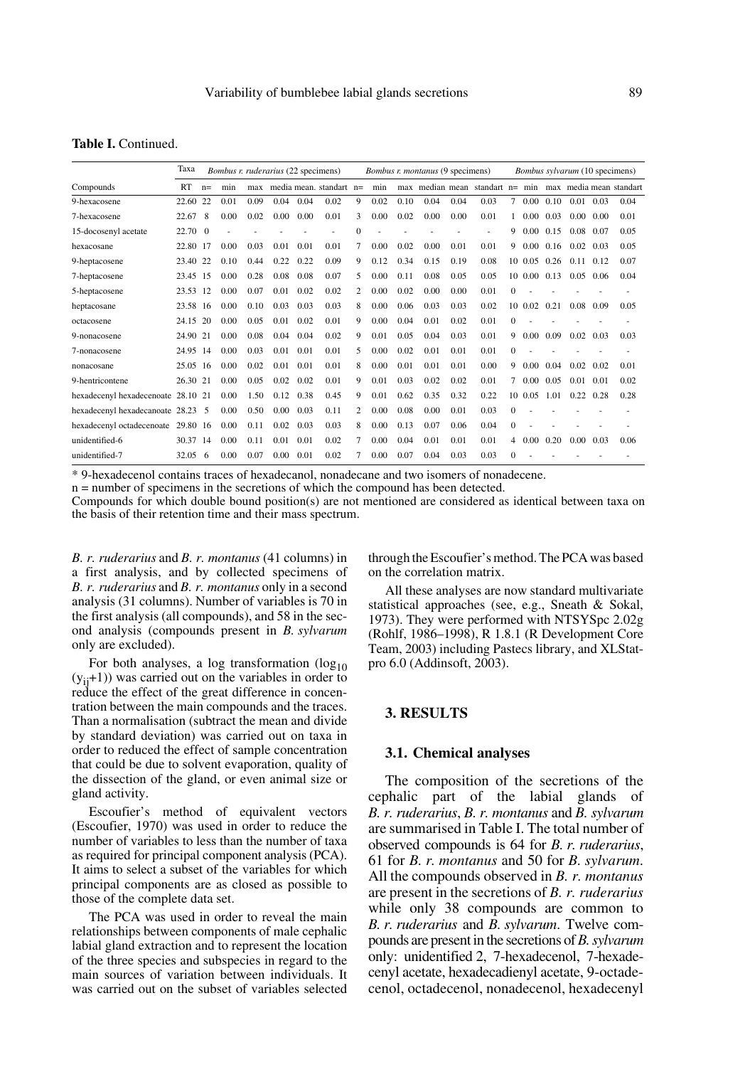**Table I.** Continued.

| Compounds | Taxa RT | *Bombus r. ruderarius* (22 specimens) n= | min | max | media | mean. | standart | *Bombus r. montanus* (9 specimens) n= | min | max | median | mean | standart | *Bombus sylvarum* (10 specimens) n= | min | max | media | mean | standart |
|---|---|---|---|---|---|---|---|---|---|---|---|---|---|---|---|---|---|---|---|
| 9-hexacosene | 22.60 | 22 | 0.01 | 0.09 | 0.04 | 0.04 | 0.02 | 9 | 0.02 | 0.10 | 0.04 | 0.04 | 0.03 | 7 | 0.00 | 0.10 | 0.01 | 0.03 | 0.04 |
| 7-hexacosene | 22.67 | 8 | 0.00 | 0.02 | 0.00 | 0.00 | 0.01 | 3 | 0.00 | 0.02 | 0.00 | 0.00 | 0.01 | 1 | 0.00 | 0.03 | 0.00 | 0.00 | 0.01 |
| 15-docosenyl acetate | 22.70 | 0 | - | - | - | - | - | 0 | - | - | - | - | - | 9 | 0.00 | 0.15 | 0.08 | 0.07 | 0.05 |
| hexacosane | 22.80 | 17 | 0.00 | 0.03 | 0.01 | 0.01 | 0.01 | 7 | 0.00 | 0.02 | 0.00 | 0.01 | 0.01 | 9 | 0.00 | 0.16 | 0.02 | 0.03 | 0.05 |
| 9-heptacosene | 23.40 | 22 | 0.10 | 0.44 | 0.22 | 0.22 | 0.09 | 9 | 0.12 | 0.34 | 0.15 | 0.19 | 0.08 | 10 | 0.05 | 0.26 | 0.11 | 0.12 | 0.07 |
| 7-heptacosene | 23.45 | 15 | 0.00 | 0.28 | 0.08 | 0.08 | 0.07 | 5 | 0.00 | 0.11 | 0.08 | 0.05 | 0.05 | 10 | 0.00 | 0.13 | 0.05 | 0.06 | 0.04 |
| 5-heptacosene | 23.53 | 12 | 0.00 | 0.07 | 0.01 | 0.02 | 0.02 | 2 | 0.00 | 0.02 | 0.00 | 0.00 | 0.01 | 0 | - | - | - | - | - |
| heptacosane | 23.58 | 16 | 0.00 | 0.10 | 0.03 | 0.03 | 0.03 | 8 | 0.00 | 0.06 | 0.03 | 0.03 | 0.02 | 10 | 0.02 | 0.21 | 0.08 | 0.09 | 0.05 |
| octacosene | 24.15 | 20 | 0.00 | 0.05 | 0.01 | 0.02 | 0.01 | 9 | 0.00 | 0.04 | 0.01 | 0.02 | 0.01 | 0 | - | - | - | - | - |
| 9-nonacosene | 24.90 | 21 | 0.00 | 0.08 | 0.04 | 0.04 | 0.02 | 9 | 0.01 | 0.05 | 0.04 | 0.03 | 0.01 | 9 | 0.00 | 0.09 | 0.02 | 0.03 | 0.03 |
| 7-nonacosene | 24.95 | 14 | 0.00 | 0.03 | 0.01 | 0.01 | 0.01 | 5 | 0.00 | 0.02 | 0.01 | 0.01 | 0.01 | 0 | - | - | - | - | - |
| nonacosane | 25.05 | 16 | 0.00 | 0.02 | 0.01 | 0.01 | 0.01 | 8 | 0.00 | 0.01 | 0.01 | 0.01 | 0.00 | 9 | 0.00 | 0.04 | 0.02 | 0.02 | 0.01 |
| 9-hentricontene | 26.30 | 21 | 0.00 | 0.05 | 0.02 | 0.02 | 0.01 | 9 | 0.01 | 0.03 | 0.02 | 0.02 | 0.01 | 7 | 0.00 | 0.05 | 0.01 | 0.01 | 0.02 |
| hexadecenyl hexadecenoate | 28.10 | 21 | 0.00 | 1.50 | 0.12 | 0.38 | 0.45 | 9 | 0.01 | 0.62 | 0.35 | 0.32 | 0.22 | 10 | 0.05 | 1.01 | 0.22 | 0.28 | 0.28 |
| hexadecenyl hexadecanoate | 28.23 | 5 | 0.00 | 0.50 | 0.00 | 0.03 | 0.11 | 2 | 0.00 | 0.08 | 0.00 | 0.01 | 0.03 | 0 | - | - | - | - | - |
| hexadecenyl octadecenoate | 29.80 | 16 | 0.00 | 0.11 | 0.02 | 0.03 | 0.03 | 8 | 0.00 | 0.13 | 0.07 | 0.06 | 0.04 | 0 | - | - | - | - | - |
| unidentified-6 | 30.37 | 14 | 0.00 | 0.11 | 0.01 | 0.01 | 0.02 | 7 | 0.00 | 0.04 | 0.01 | 0.01 | 0.01 | 4 | 0.00 | 0.20 | 0.00 | 0.03 | 0.06 |
| unidentified-7 | 32.05 | 6 | 0.00 | 0.07 | 0.00 | 0.01 | 0.02 | 7 | 0.00 | 0.07 | 0.04 | 0.03 | 0.03 | 0 | - | - | - | - | - |

\* 9-hexadecenol contains traces of hexadecanol, nonadecane and two isomers of nonadecene.

n = number of specimens in the secretions of which the compound has been detected.

Compounds for which double bound position(s) are not mentioned are considered as identical between taxa on the basis of their retention time and their mass spectrum.

*B. r. ruderarius* and *B. r. montanus* (41 columns) in a first analysis, and by collected specimens of *B. r. ruderarius* and *B. r. montanus* only in a second analysis (31 columns). Number of variables is 70 in the first analysis (all compounds), and 58 in the second analysis (compounds present in *B. sylvarum* only are excluded).

For both analyses, a log transformation ($\log_{10}(y_{ij}+1)$) was carried out on the variables in order to reduce the effect of the great difference in concentration between the main compounds and the traces. Than a normalisation (subtract the mean and divide by standard deviation) was carried out on taxa in order to reduced the effect of sample concentration that could be due to solvent evaporation, quality of the dissection of the gland, or even animal size or gland activity.

Escoufier's method of equivalent vectors (Escoufier, 1970) was used in order to reduce the number of variables to less than the number of taxa as required for principal component analysis (PCA). It aims to select a subset of the variables for which principal components are as closed as possible to those of the complete data set.

The PCA was used in order to reveal the main relationships between components of male cephalic labial gland extraction and to represent the location of the three species and subspecies in regard to the main sources of variation between individuals. It was carried out on the subset of variables selected through the Escoufier's method. The PCA was based on the correlation matrix.

All these analyses are now standard multivariate statistical approaches (see, e.g., Sneath & Sokal, 1973). They were performed with NTSYSpc 2.02g (Rohlf, 1986–1998), R 1.8.1 (R Development Core Team, 2003) including Pastecs library, and XLStat-pro 6.0 (Addinsoft, 2003).

## 3. RESULTS

### 3.1. Chemical analyses

The composition of the secretions of the cephalic part of the labial glands of *B. r. ruderarius*, *B. r. montanus* and *B. sylvarum* are summarised in Table I. The total number of observed compounds is 64 for *B. r. ruderarius*, 61 for *B. r. montanus* and 50 for *B. sylvarum*. All the compounds observed in *B. r. montanus* are present in the secretions of *B. r. ruderarius* while only 38 compounds are common to *B. r. ruderarius* and *B. sylvarum*. Twelve compounds are present in the secretions of *B. sylvarum* only: unidentified 2, 7-hexadecenol, 7-hexadecenyl acetate, hexadecadienyl acetate, 9-octadecenol, octadecenol, nonadecenol, hexadecenyl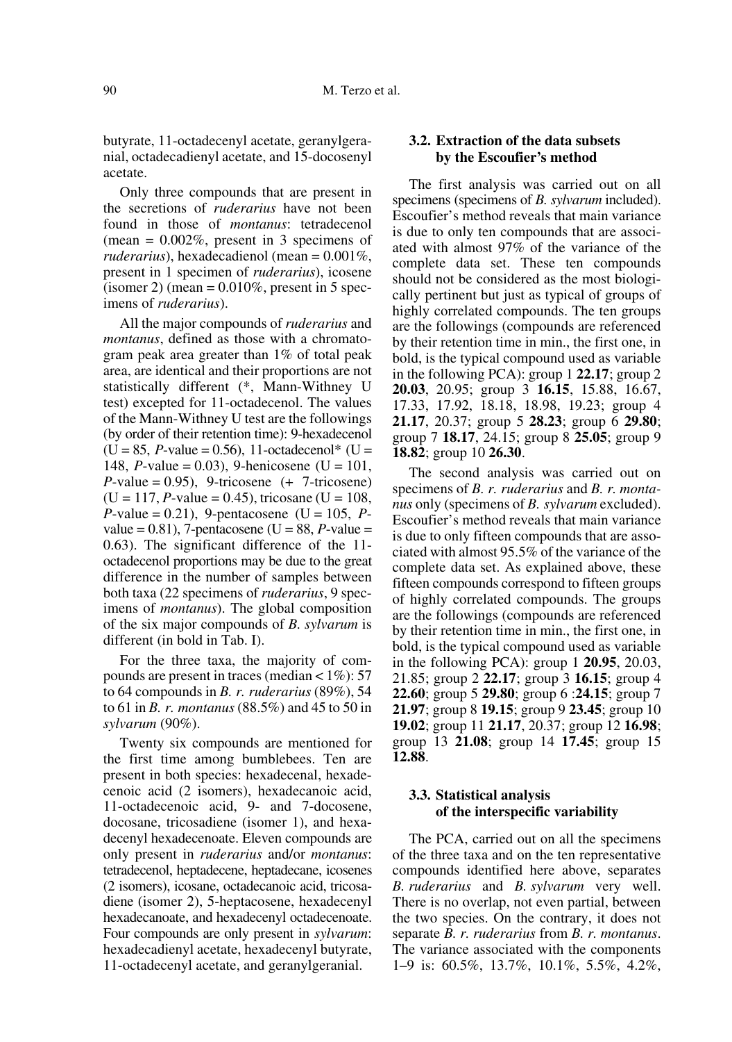butyrate, 11-octadecenyl acetate, geranylgeranial, octadecadienyl acetate, and 15-docosenyl acetate.

Only three compounds that are present in the secretions of *ruderarius* have not been found in those of *montanus*: tetradecenol (mean = 0.002%, present in 3 specimens of *ruderarius*), hexadecadienol (mean = 0.001%, present in 1 specimen of *ruderarius*), icosene (isomer 2) (mean = 0.010%, present in 5 specimens of *ruderarius*).

All the major compounds of *ruderarius* and *montanus*, defined as those with a chromatogram peak area greater than 1% of total peak area, are identical and their proportions are not statistically different (*, Mann-Withney U test) excepted for 11-octadecenol. The values of the Mann-Withney U test are the followings (by order of their retention time): 9-hexadecenol (U = 85, *P*-value = 0.56), 11-octadecenol* (U = 148, *P*-value = 0.03), 9-henicosene (U = 101, *P*-value = 0.95), 9-tricosene (+ 7-tricosene) (U = 117, *P*-value = 0.45), tricosane (U = 108, *P*-value = 0.21), 9-pentacosene (U = 105, *P*-value = 0.81), 7-pentacosene (U = 88, *P*-value = 0.63). The significant difference of the 11-octadecenol proportions may be due to the great difference in the number of samples between both taxa (22 specimens of *ruderarius*, 9 specimens of *montanus*). The global composition of the six major compounds of *B. sylvarum* is different (in bold in Tab. I).

For the three taxa, the majority of compounds are present in traces (median < 1%): 57 to 64 compounds in *B. r. ruderarius* (89%), 54 to 61 in *B. r. montanus* (88.5%) and 45 to 50 in *sylvarum* (90%).

Twenty six compounds are mentioned for the first time among bumblebees. Ten are present in both species: hexadecenal, hexadecenoic acid (2 isomers), hexadecanoic acid, 11-octadecenoic acid, 9- and 7-docosene, docosane, tricosadiene (isomer 1), and hexadecenyl hexadecenoate. Eleven compounds are only present in *ruderarius* and/or *montanus*: tetradecenol, heptadecene, heptadecane, icosenes (2 isomers), icosane, octadecanoic acid, tricosadiene (isomer 2), 5-heptacosene, hexadecenyl hexadecanoate, and hexadecenyl octadecenoate. Four compounds are only present in *sylvarum*: hexadecadienyl acetate, hexadecenyl butyrate, 11-octadecenyl acetate, and geranylgeranial.

### 3.2. Extraction of the data subsets by the Escoufier's method

The first analysis was carried out on all specimens (specimens of *B. sylvarum* included). Escoufier's method reveals that main variance is due to only ten compounds that are associated with almost 97% of the variance of the complete data set. These ten compounds should not be considered as the most biologically pertinent but just as typical of groups of highly correlated compounds. The ten groups are the followings (compounds are referenced by their retention time in min., the first one, in bold, is the typical compound used as variable in the following PCA): group 1 **22.17**; group 2 **20.03**, 20.95; group 3 **16.15**, 15.88, 16.67, 17.33, 17.92, 18.18, 18.98, 19.23; group 4 **21.17**, 20.37; group 5 **28.23**; group 6 **29.80**; group 7 **18.17**, 24.15; group 8 **25.05**; group 9 **18.82**; group 10 **26.30**.

The second analysis was carried out on specimens of *B. r. ruderarius* and *B. r. montanus* only (specimens of *B. sylvarum* excluded). Escoufier's method reveals that main variance is due to only fifteen compounds that are associated with almost 95.5% of the variance of the complete data set. As explained above, these fifteen compounds correspond to fifteen groups of highly correlated compounds. The groups are the followings (compounds are referenced by their retention time in min., the first one, in bold, is the typical compound used as variable in the following PCA): group 1 **20.95**, 20.03, 21.85; group 2 **22.17**; group 3 **16.15**; group 4 **22.60**; group 5 **29.80**; group 6 :**24.15**; group 7 **21.97**; group 8 **19.15**; group 9 **23.45**; group 10 **19.02**; group 11 **21.17**, 20.37; group 12 **16.98**; group 13 **21.08**; group 14 **17.45**; group 15 **12.88**.

### 3.3. Statistical analysis of the interspecific variability

The PCA, carried out on all the specimens of the three taxa and on the ten representative compounds identified here above, separates *B. ruderarius* and *B. sylvarum* very well. There is no overlap, not even partial, between the two species. On the contrary, it does not separate *B. r. ruderarius* from *B. r. montanus*. The variance associated with the components 1–9 is: 60.5%, 13.7%, 10.1%, 5.5%, 4.2%,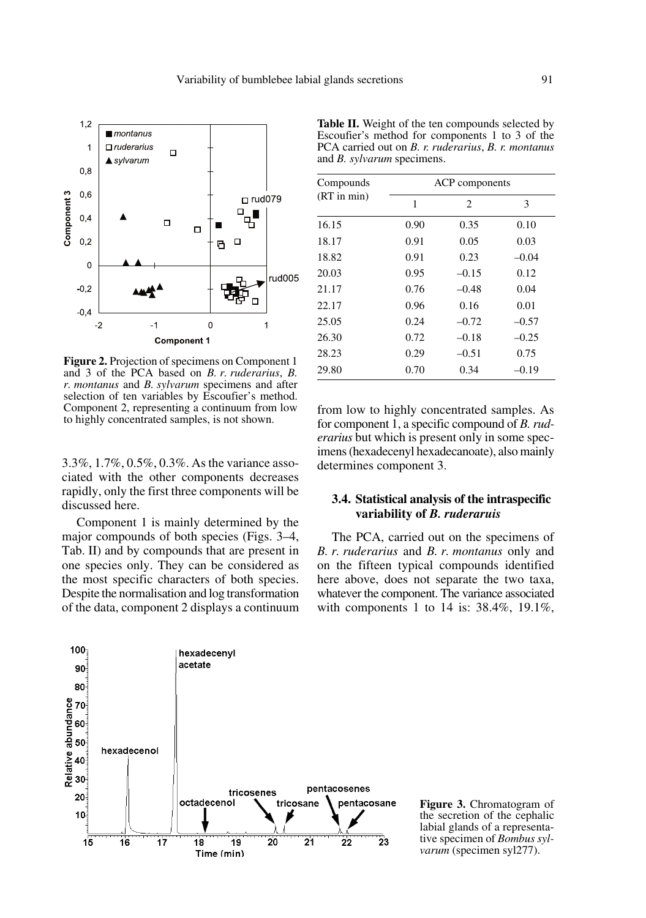**Figure 2.** Projection of specimens on Component 1 and 3 of the PCA based on *B. r. ruderarius*, *B. r. montanus* and *B. sylvarum* specimens and after selection of ten variables by Escoufier's method. Component 2, representing a continuum from low to highly concentrated samples, is not shown.

3.3%, 1.7%, 0.5%, 0.3%. As the variance associated with the other components decreases rapidly, only the first three components will be discussed here.

Component 1 is mainly determined by the major compounds of both species (Figs. 3–4, Tab. II) and by compounds that are present in one species only. They can be considered as the most specific characters of both species. Despite the normalisation and log transformation of the data, component 2 displays a continuum from low to highly concentrated samples. As for component 1, a specific compound of *B. ruderarius* but which is present only in some specimens (hexadecenyl hexadecanoate), also mainly determines component 3.

**Table II.** Weight of the ten compounds selected by Escoufier's method for components 1 to 3 of the PCA carried out on *B. r. ruderarius*, *B. r. montanus* and *B. sylvarum* specimens.

| Compounds (RT in min) | ACP components | | |
|---|---|---|---|
| | 1 | 2 | 3 |
| 16.15 | 0.90 | 0.35 | 0.10 |
| 18.17 | 0.91 | 0.05 | 0.03 |
| 18.82 | 0.91 | 0.23 | –0.04 |
| 20.03 | 0.95 | –0.15 | 0.12 |
| 21.17 | 0.76 | –0.48 | 0.04 |
| 22.17 | 0.96 | 0.16 | 0.01 |
| 25.05 | 0.24 | –0.72 | –0.57 |
| 26.30 | 0.72 | –0.18 | –0.25 |
| 28.23 | 0.29 | –0.51 | 0.75 |
| 29.80 | 0.70 | 0.34 | –0.19 |

### 3.4. Statistical analysis of the intraspecific variability of *B. ruderaruis*

The PCA, carried out on the specimens of *B. r. ruderarius* and *B. r. montanus* only and on the fifteen typical compounds identified here above, does not separate the two taxa, whatever the component. The variance associated with components 1 to 14 is: 38.4%, 19.1%,

**Figure 3.** Chromatogram of the secretion of the cephalic labial glands of a representative specimen of *Bombus sylvarum* (specimen syl277).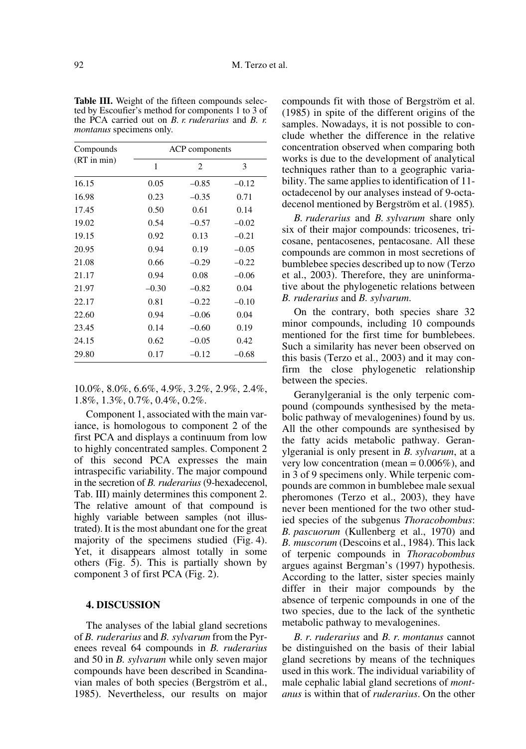**Table III.** Weight of the fifteen compounds selected by Escoufier's method for components 1 to 3 of the PCA carried out on *B. r. ruderarius* and *B. r. montanus* specimens only.

| Compounds (RT in min) | ACP components | | |
|---|---|---|---|
| | 1 | 2 | 3 |
| 16.15 | 0.05 | –0.85 | –0.12 |
| 16.98 | 0.23 | –0.35 | 0.71 |
| 17.45 | 0.50 | 0.61 | 0.14 |
| 19.02 | 0.54 | –0.57 | –0.02 |
| 19.15 | 0.92 | 0.13 | –0.21 |
| 20.95 | 0.94 | 0.19 | –0.05 |
| 21.08 | 0.66 | –0.29 | –0.22 |
| 21.17 | 0.94 | 0.08 | –0.06 |
| 21.97 | –0.30 | –0.82 | 0.04 |
| 22.17 | 0.81 | –0.22 | –0.10 |
| 22.60 | 0.94 | –0.06 | 0.04 |
| 23.45 | 0.14 | –0.60 | 0.19 |
| 24.15 | 0.62 | –0.05 | 0.42 |
| 29.80 | 0.17 | –0.12 | –0.68 |

10.0%, 8.0%, 6.6%, 4.9%, 3.2%, 2.9%, 2.4%, 1.8%, 1.3%, 0.7%, 0.4%, 0.2%.

Component 1, associated with the main variance, is homologous to component 2 of the first PCA and displays a continuum from low to highly concentrated samples. Component 2 of this second PCA expresses the main intraspecific variability. The major compound in the secretion of *B. ruderarius* (9-hexadecenol, Tab. III) mainly determines this component 2. The relative amount of that compound is highly variable between samples (not illustrated). It is the most abundant one for the great majority of the specimens studied (Fig. 4). Yet, it disappears almost totally in some others (Fig. 5). This is partially shown by component 3 of first PCA (Fig. 2).

## 4. DISCUSSION

The analyses of the labial gland secretions of *B. ruderarius* and *B. sylvarum* from the Pyrenees reveal 64 compounds in *B. ruderarius* and 50 in *B. sylvarum* while only seven major compounds have been described in Scandinavian males of both species (Bergström et al., 1985). Nevertheless, our results on major compounds fit with those of Bergström et al. (1985) in spite of the different origins of the samples. Nowadays, it is not possible to conclude whether the difference in the relative concentration observed when comparing both works is due to the development of analytical techniques rather than to a geographic variability. The same applies to identification of 11-octadecenol by our analyses instead of 9-octadecenol mentioned by Bergström et al. (1985).

*B. ruderarius* and *B. sylvarum* share only six of their major compounds: tricosenes, tricosane, pentacosenes, pentacosane. All these compounds are common in most secretions of bumblebee species described up to now (Terzo et al., 2003). Therefore, they are uninformative about the phylogenetic relations between *B. ruderarius* and *B. sylvarum*.

On the contrary, both species share 32 minor compounds, including 10 compounds mentioned for the first time for bumblebees. Such a similarity has never been observed on this basis (Terzo et al., 2003) and it may confirm the close phylogenetic relationship between the species.

Geranylgeranial is the only terpenic compound (compounds synthesised by the metabolic pathway of mevalogenines) found by us. All the other compounds are synthesised by the fatty acids metabolic pathway. Geranylgeranial is only present in *B. sylvarum*, at a very low concentration (mean = 0.006%), and in 3 of 9 specimens only. While terpenic compounds are common in bumblebee male sexual pheromones (Terzo et al., 2003), they have never been mentioned for the two other studied species of the subgenus *Thoracobombus*: *B. pascuorum* (Kullenberg et al., 1970) and *B. muscorum* (Descoins et al., 1984). This lack of terpenic compounds in *Thoracobombus* argues against Bergman's (1997) hypothesis. According to the latter, sister species mainly differ in their major compounds by the absence of terpenic compounds in one of the two species, due to the lack of the synthetic metabolic pathway to mevalogenines.

*B. r. ruderarius* and *B. r. montanus* cannot be distinguished on the basis of their labial gland secretions by means of the techniques used in this work. The individual variability of male cephalic labial gland secretions of *montanus* is within that of *ruderarius*. On the other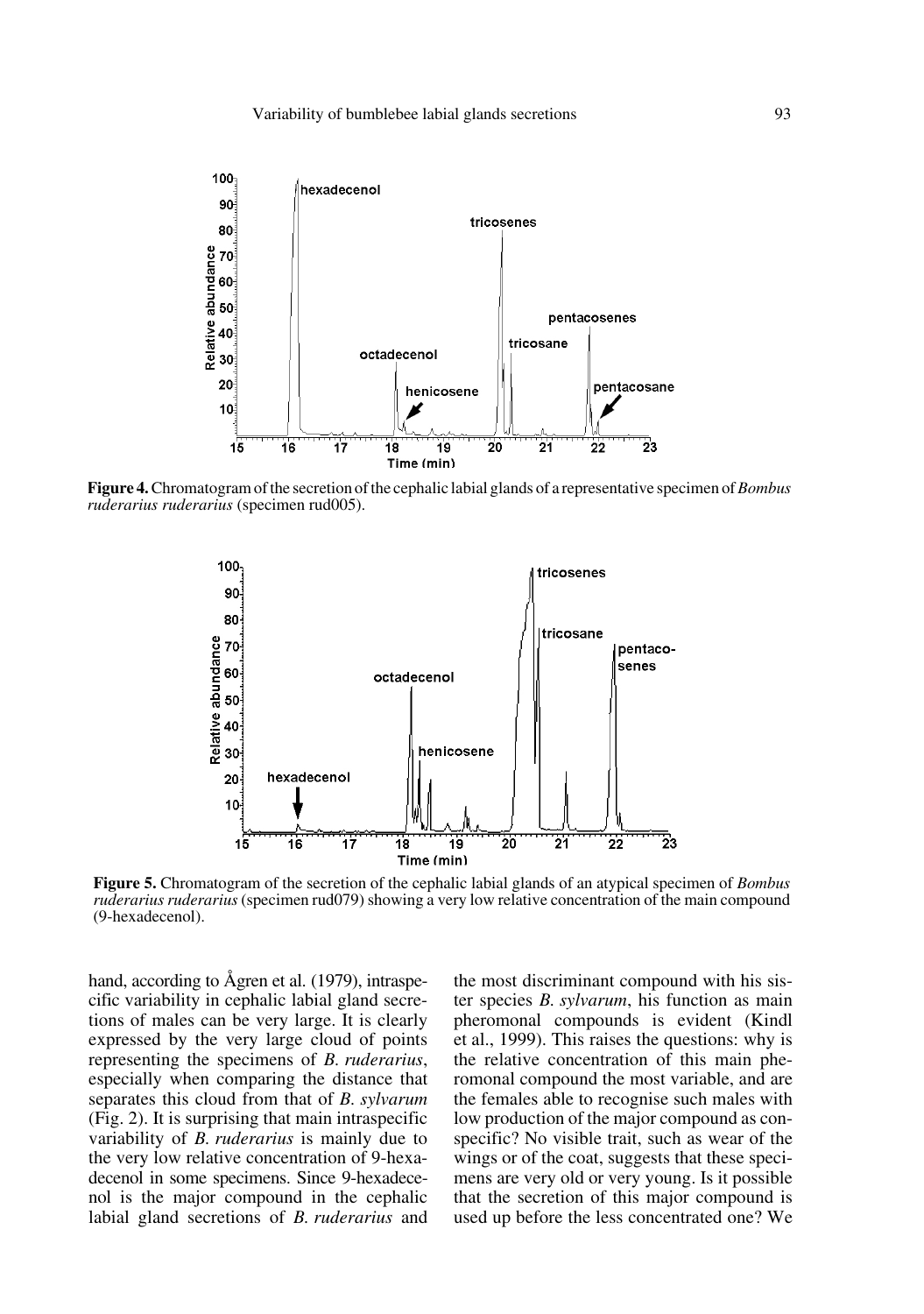**Figure 4.** Chromatogram of the secretion of the cephalic labial glands of a representative specimen of *Bombus ruderarius ruderarius* (specimen rud005).

**Figure 5.** Chromatogram of the secretion of the cephalic labial glands of an atypical specimen of *Bombus ruderarius ruderarius* (specimen rud079) showing a very low relative concentration of the main compound (9-hexadecenol).

hand, according to Ågren et al. (1979), intraspecific variability in cephalic labial gland secretions of males can be very large. It is clearly expressed by the very large cloud of points representing the specimens of *B. ruderarius*, especially when comparing the distance that separates this cloud from that of *B. sylvarum* (Fig. 2). It is surprising that main intraspecific variability of *B. ruderarius* is mainly due to the very low relative concentration of 9-hexadecenol in some specimens. Since 9-hexadecenol is the major compound in the cephalic labial gland secretions of *B. ruderarius* and the most discriminant compound with his sister species *B. sylvarum*, his function as main pheromonal compounds is evident (Kindl et al., 1999). This raises the questions: why is the relative concentration of this main pheromonal compound the most variable, and are the females able to recognise such males with low production of the major compound as conspecific? No visible trait, such as wear of the wings or of the coat, suggests that these specimens are very old or very young. Is it possible that the secretion of this major compound is used up before the less concentrated one? We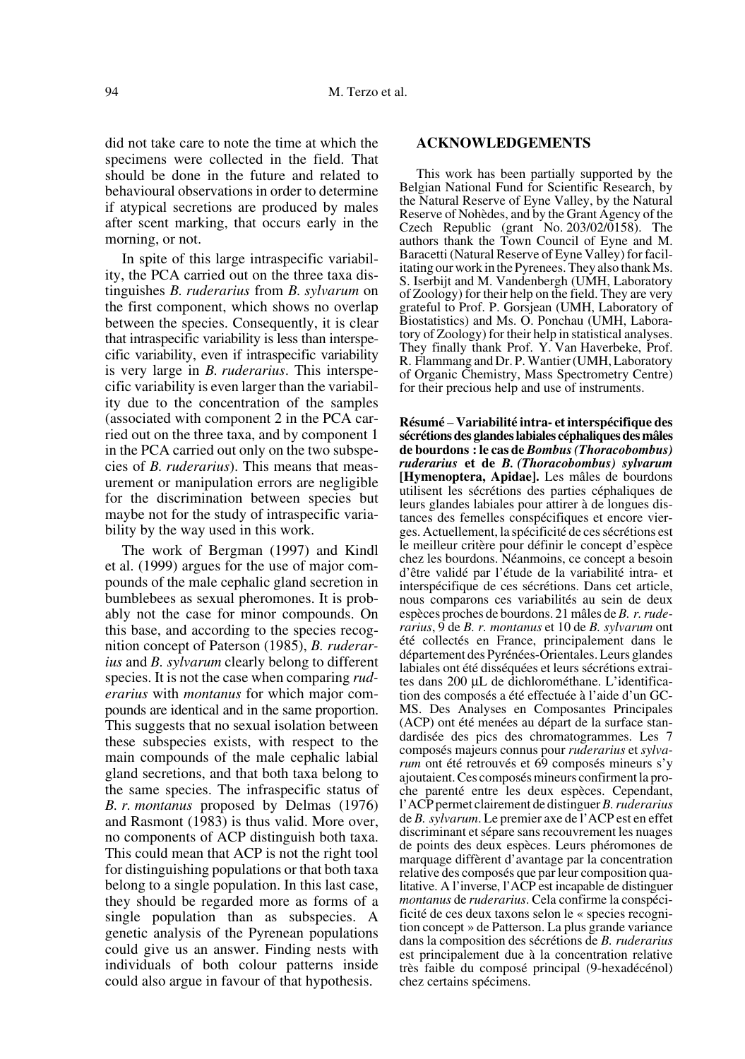did not take care to note the time at which the specimens were collected in the field. That should be done in the future and related to behavioural observations in order to determine if atypical secretions are produced by males after scent marking, that occurs early in the morning, or not.

In spite of this large intraspecific variability, the PCA carried out on the three taxa distinguishes *B. ruderarius* from *B. sylvarum* on the first component, which shows no overlap between the species. Consequently, it is clear that intraspecific variability is less than interspecific variability, even if intraspecific variability is very large in *B. ruderarius*. This interspecific variability is even larger than the variability due to the concentration of the samples (associated with component 2 in the PCA carried out on the three taxa, and by component 1 in the PCA carried out only on the two subspecies of *B. ruderarius*). This means that measurement or manipulation errors are negligible for the discrimination between species but maybe not for the study of intraspecific variability by the way used in this work.

The work of Bergman (1997) and Kindl et al. (1999) argues for the use of major compounds of the male cephalic gland secretion in bumblebees as sexual pheromones. It is probably not the case for minor compounds. On this base, and according to the species recognition concept of Paterson (1985), *B. ruderarius* and *B. sylvarum* clearly belong to different species. It is not the case when comparing *ruderarius* with *montanus* for which major compounds are identical and in the same proportion. This suggests that no sexual isolation between these subspecies exists, with respect to the main compounds of the male cephalic labial gland secretions, and that both taxa belong to the same species. The infraspecific status of *B. r. montanus* proposed by Delmas (1976) and Rasmont (1983) is thus valid. More over, no components of ACP distinguish both taxa. This could mean that ACP is not the right tool for distinguishing populations or that both taxa belong to a single population. In this last case, they should be regarded more as forms of a single population than as subspecies. A genetic analysis of the Pyrenean populations could give us an answer. Finding nests with individuals of both colour patterns inside could also argue in favour of that hypothesis.

## ACKNOWLEDGEMENTS

This work has been partially supported by the Belgian National Fund for Scientific Research, by the Natural Reserve of Eyne Valley, by the Natural Reserve of Nohèdes, and by the Grant Agency of the Czech Republic (grant No. 203/02/0158). The authors thank the Town Council of Eyne and M. Baracetti (Natural Reserve of Eyne Valley) for facilitating our work in the Pyrenees. They also thank Ms. S. Iserbijt and M. Vandenbergh (UMH, Laboratory of Zoology) for their help on the field. They are very grateful to Prof. P. Gorsjean (UMH, Laboratory of Biostatistics) and Ms. O. Ponchau (UMH, Laboratory of Zoology) for their help in statistical analyses. They finally thank Prof. Y. Van Haverbeke, Prof. R. Flammang and Dr. P. Wantier (UMH, Laboratory of Organic Chemistry, Mass Spectrometry Centre) for their precious help and use of instruments.

**Résumé** – **Variabilité intra- et interspécifique des sécrétions des glandes labiales céphaliques des mâles de bourdons : le cas de *Bombus (Thoracobombus) ruderarius* et de *B. (Thoracobombus) sylvarum* [Hymenoptera, Apidae].** Les mâles de bourdons utilisent les sécrétions des parties céphaliques de leurs glandes labiales pour attirer à de longues distances des femelles conspécifiques et encore vierges. Actuellement, la spécificité de ces sécrétions est le meilleur critère pour définir le concept d'espèce chez les bourdons. Néanmoins, ce concept a besoin d'être validé par l'étude de la variabilité intra- et interspécifique de ces sécrétions. Dans cet article, nous comparons ces variabilités au sein de deux espèces proches de bourdons. 21 mâles de *B. r. ruderarius*, 9 de *B. r. montanus* et 10 de *B. sylvarum* ont été collectés en France, principalement dans le département des Pyrénées-Orientales. Leurs glandes labiales ont été disséquées et leurs sécrétions extraites dans 200 µL de dichlorométhane. L'identification des composés a été effectuée à l'aide d'un GC-MS. Des Analyses en Composantes Principales (ACP) ont été menées au départ de la surface standardisée des pics des chromatogrammes. Les 7 composés majeurs connus pour *ruderarius* et *sylvarum* ont été retrouvés et 69 composés mineurs s'y ajoutaient. Ces composés mineurs confirment la proche parenté entre les deux espèces. Cependant, l'ACP permet clairement de distinguer *B. ruderarius* de *B. sylvarum*. Le premier axe de l'ACP est en effet discriminant et sépare sans recouvrement les nuages de points des deux espèces. Leurs phéromones de marquage diffèrent d'avantage par la concentration relative des composés que par leur composition qualitative. A l'inverse, l'ACP est incapable de distinguer *montanus* de *ruderarius*. Cela confirme la conspécificité de ces deux taxons selon le « species recognition concept » de Patterson. La plus grande variance dans la composition des sécrétions de *B. ruderarius* est principalement due à la concentration relative très faible du composé principal (9-hexadécénol) chez certains spécimens.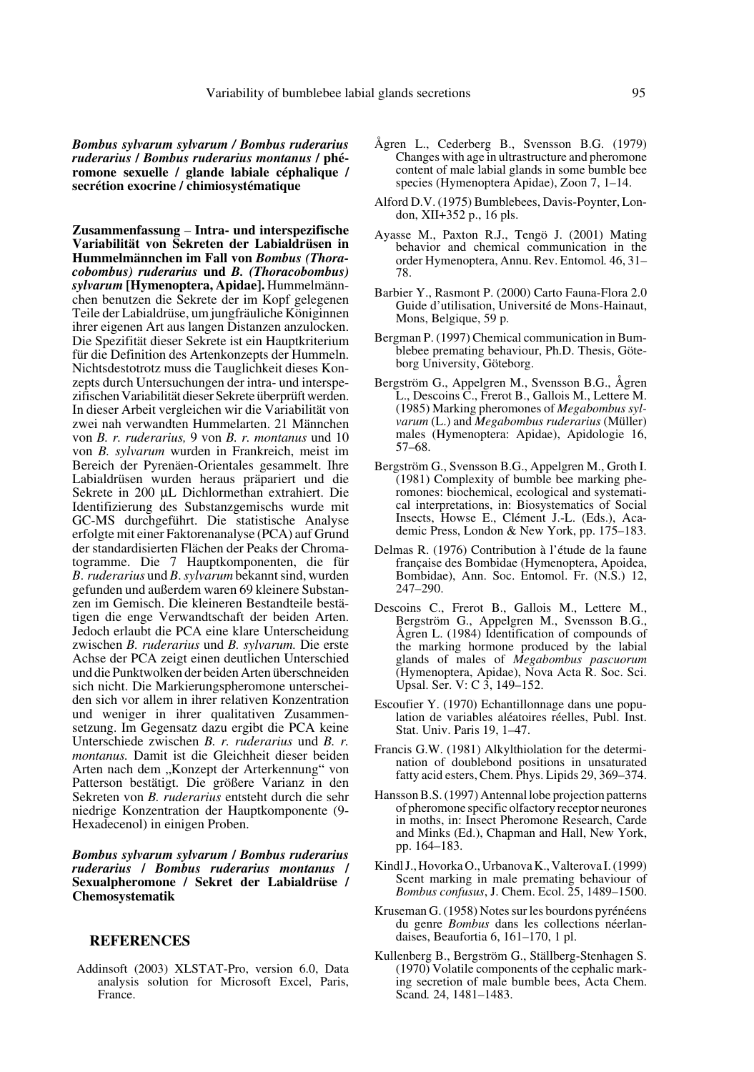***Bombus sylvarum sylvarum* / *Bombus ruderarius ruderarius* / *Bombus ruderarius montanus* / phéromone sexuelle / glande labiale céphalique / secrétion exocrine / chimiosystématique**

**Zusammenfassung** – **Intra- und interspezifische Variabilität von Sekreten der Labialdrüsen in Hummelmännchen im Fall von *Bombus (Thoracobombus) ruderarius* und *B. (Thoracobombus) sylvarum* [Hymenoptera, Apidae].** Hummelmännchen benutzen die Sekrete der im Kopf gelegenen Teile der Labialdrüse, um jungfräuliche Königinnen ihrer eigenen Art aus langen Distanzen anzulocken. Die Spezifität dieser Sekrete ist ein Hauptkriterium für die Definition des Artenkonzepts der Hummeln. Nichtsdestotrotz muss die Tauglichkeit dieses Konzepts durch Untersuchungen der intra- und interspezifischen Variabilität dieser Sekrete überprüft werden. In dieser Arbeit vergleichen wir die Variabilität von zwei nah verwandten Hummelarten. 21 Männchen von *B. r. ruderarius,* 9 von *B. r. montanus* und 10 von *B. sylvarum* wurden in Frankreich, meist im Bereich der Pyrenäen-Orientales gesammelt. Ihre Labialdrüsen wurden heraus präpariert und die Sekrete in 200 µL Dichlormethan extrahiert. Die Identifizierung des Substanzgemischs wurde mit GC-MS durchgeführt. Die statistische Analyse erfolgte mit einer Faktorenanalyse (PCA) auf Grund der standardisierten Flächen der Peaks der Chromatogramme. Die 7 Hauptkomponenten, die für *B. ruderarius* und *B. sylvarum* bekannt sind, wurden gefunden und außerdem waren 69 kleinere Substanzen im Gemisch. Die kleineren Bestandteile bestätigen die enge Verwandtschaft der beiden Arten. Jedoch erlaubt die PCA eine klare Unterscheidung zwischen *B. ruderarius* und *B. sylvarum.* Die erste Achse der PCA zeigt einen deutlichen Unterschied und die Punktwolken der beiden Arten überschneiden sich nicht. Die Markierungspheromone unterscheiden sich vor allem in ihrer relativen Konzentration und weniger in ihrer qualitativen Zusammensetzung. Im Gegensatz dazu ergibt die PCA keine Unterschiede zwischen *B. r. ruderarius* und *B. r. montanus.* Damit ist die Gleichheit dieser beiden Arten nach dem „Konzept der Arterkennung" von Patterson bestätigt. Die größere Varianz in den Sekreten von *B. ruderarius* entsteht durch die sehr niedrige Konzentration der Hauptkomponente (9-Hexadecenol) in einigen Proben.

***Bombus sylvarum sylvarum* / *Bombus ruderarius ruderarius* / *Bombus ruderarius montanus* / Sexualpheromone / Sekret der Labialdrüse / Chemosystematik**

## REFERENCES

Addinsoft (2003) XLSTAT-Pro, version 6.0, Data analysis solution for Microsoft Excel, Paris, France.

Ågren L., Cederberg B., Svensson B.G. (1979) Changes with age in ultrastructure and pheromone content of male labial glands in some bumble bee species (Hymenoptera Apidae), Zoon 7, 1–14.

Alford D.V. (1975) Bumblebees, Davis-Poynter, London, XII+352 p., 16 pls.

Ayasse M., Paxton R.J., Tengö J. (2001) Mating behavior and chemical communication in the order Hymenoptera, Annu. Rev. Entomol. 46, 31–78.

Barbier Y., Rasmont P. (2000) Carto Fauna-Flora 2.0 Guide d'utilisation, Université de Mons-Hainaut, Mons, Belgique, 59 p.

Bergman P. (1997) Chemical communication in Bumblebee premating behaviour, Ph.D. Thesis, Göteborg University, Göteborg.

Bergström G., Appelgren M., Svensson B.G., Ågren L., Descoins C., Frerot B., Gallois M., Lettere M. (1985) Marking pheromones of *Megabombus sylvarum* (L.) and *Megabombus ruderarius* (Müller) males (Hymenoptera: Apidae), Apidologie 16, 57–68.

Bergström G., Svensson B.G., Appelgren M., Groth I. (1981) Complexity of bumble bee marking pheromones: biochemical, ecological and systematical interpretations, in: Biosystematics of Social Insects, Howse E., Clément J.-L. (Eds.), Academic Press, London & New York, pp. 175–183.

Delmas R. (1976) Contribution à l'étude de la faune française des Bombidae (Hymenoptera, Apoidea, Bombidae), Ann. Soc. Entomol. Fr. (N.S.) 12, 247–290.

Descoins C., Frerot B., Gallois M., Lettere M., Bergström G., Appelgren M., Svensson B.G., Ågren L. (1984) Identification of compounds of the marking hormone produced by the labial glands of males of *Megabombus pascuorum* (Hymenoptera, Apidae), Nova Acta R. Soc. Sci. Upsal. Ser. V: C 3, 149–152.

Escoufier Y. (1970) Echantillonnage dans une population de variables aléatoires réelles, Publ. Inst. Stat. Univ. Paris 19, 1–47.

Francis G.W. (1981) Alkylthiolation for the determination of doublebond positions in unsaturated fatty acid esters, Chem. Phys. Lipids 29, 369–374.

Hansson B.S. (1997) Antennal lobe projection patterns of pheromone specific olfactory receptor neurones in moths, in: Insect Pheromone Research, Carde and Minks (Ed.), Chapman and Hall, New York, pp. 164–183.

Kindl J., Hovorka O., Urbanova K., Valterova I. (1999) Scent marking in male premating behaviour of *Bombus confusus*, J. Chem. Ecol. 25, 1489–1500.

Kruseman G. (1958) Notes sur les bourdons pyrénéens du genre *Bombus* dans les collections néerlandaises, Beaufortia 6, 161–170, 1 pl.

Kullenberg B., Bergström G., Ställberg-Stenhagen S. (1970) Volatile components of the cephalic marking secretion of male bumble bees, Acta Chem. Scand. 24, 1481–1483.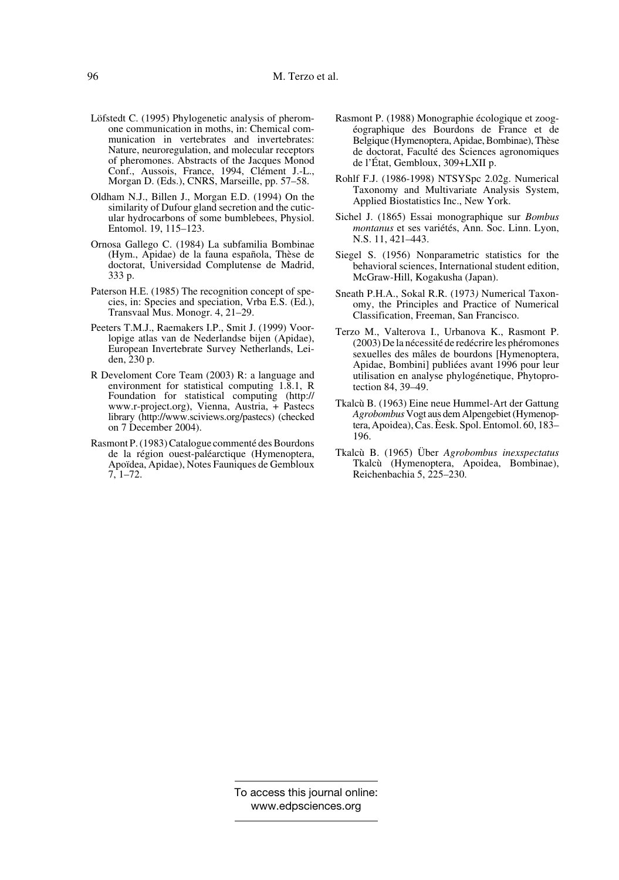Löfstedt C. (1995) Phylogenetic analysis of pheromone communication in moths, in: Chemical communication in vertebrates and invertebrates: Nature, neuroregulation, and molecular receptors of pheromones. Abstracts of the Jacques Monod Conf., Aussois, France, 1994, Clément J.-L., Morgan D. (Eds.), CNRS, Marseille, pp. 57–58.

Oldham N.J., Billen J., Morgan E.D. (1994) On the similarity of Dufour gland secretion and the cuticular hydrocarbons of some bumblebees, Physiol. Entomol. 19, 115–123.

Ornosa Gallego C. (1984) La subfamilia Bombinae (Hym., Apidae) de la fauna española, Thèse de doctorat, Universidad Complutense de Madrid, 333 p.

Paterson H.E. (1985) The recognition concept of species, in: Species and speciation, Vrba E.S. (Ed.), Transvaal Mus. Monogr. 4, 21–29.

Peeters T.M.J., Raemakers I.P., Smit J. (1999) Voorlopige atlas van de Nederlandse bijen (Apidae), European Invertebrate Survey Netherlands, Leiden, 230 p.

R Develoment Core Team (2003) R: a language and environment for statistical computing 1.8.1, R Foundation for statistical computing (http://www.r-project.org), Vienna, Austria, + Pastecs library (http://www.sciviews.org/pastecs) (checked on 7 December 2004).

Rasmont P. (1983) Catalogue commenté des Bourdons de la région ouest-paléarctique (Hymenoptera, Apoïdea, Apidae), Notes Fauniques de Gembloux 7, 1–72.

Rasmont P. (1988) Monographie écologique et zoogéographique des Bourdons de France et de Belgique (Hymenoptera, Apidae, Bombinae), Thèse de doctorat, Faculté des Sciences agronomiques de l'État, Gembloux, 309+LXII p.

Rohlf F.J. (1986-1998) NTSYSpc 2.02g. Numerical Taxonomy and Multivariate Analysis System, Applied Biostatistics Inc., New York.

Sichel J. (1865) Essai monographique sur *Bombus montanus* et ses variétés, Ann. Soc. Linn. Lyon, N.S. 11, 421–443.

Siegel S. (1956) Nonparametric statistics for the behavioral sciences, International student edition, McGraw-Hill, Kogakusha (Japan).

Sneath P.H.A., Sokal R.R. (1973) Numerical Taxonomy, the Principles and Practice of Numerical Classification, Freeman, San Francisco.

Terzo M., Valterova I., Urbanova K., Rasmont P. (2003) De la nécessité de redécrire les phéromones sexuelles des mâles de bourdons [Hymenoptera, Apidae, Bombini] publiées avant 1996 pour leur utilisation en analyse phylogénetique, Phytoprotection 84, 39–49.

Tkalcù B. (1963) Eine neue Hummel-Art der Gattung *Agrobombus* Vogt aus dem Alpengebiet (Hymenoptera, Apoidea), Cas. Èesk. Spol. Entomol. 60, 183–196.

Tkalcù B. (1965) Über *Agrobombus inexspectatus* Tkalcù (Hymenoptera, Apoidea, Bombinae), Reichenbachia 5, 225–230.

To access this journal online: www.edpsciences.org